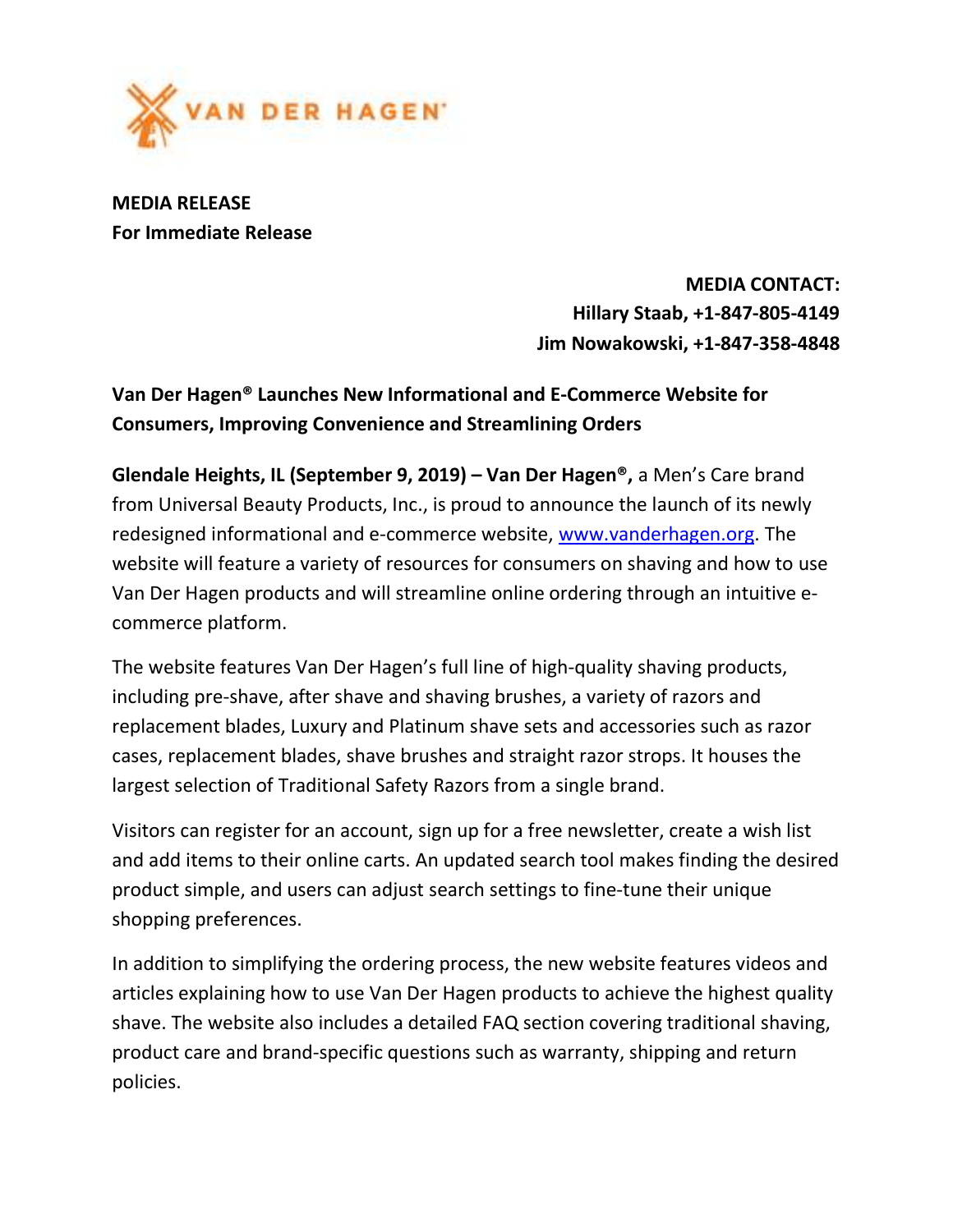VAN DER HAGEN®

**MEDIA RELEASE**
**For Immediate Release**

**MEDIA CONTACT:**
**Hillary Staab, +1-847-805-4149**
**Jim Nowakowski, +1-847-358-4848**

**Van Der Hagen® Launches New Informational and E-Commerce Website for Consumers, Improving Convenience and Streamlining Orders**

**Glendale Heights, IL (September 9, 2019) – Van Der Hagen®,** a Men's Care brand from Universal Beauty Products, Inc., is proud to announce the launch of its newly redesigned informational and e-commerce website, www.vanderhagen.org. The website will feature a variety of resources for consumers on shaving and how to use Van Der Hagen products and will streamline online ordering through an intuitive e-commerce platform.

The website features Van Der Hagen's full line of high-quality shaving products, including pre-shave, after shave and shaving brushes, a variety of razors and replacement blades, Luxury and Platinum shave sets and accessories such as razor cases, replacement blades, shave brushes and straight razor strops. It houses the largest selection of Traditional Safety Razors from a single brand.

Visitors can register for an account, sign up for a free newsletter, create a wish list and add items to their online carts. An updated search tool makes finding the desired product simple, and users can adjust search settings to fine-tune their unique shopping preferences.

In addition to simplifying the ordering process, the new website features videos and articles explaining how to use Van Der Hagen products to achieve the highest quality shave. The website also includes a detailed FAQ section covering traditional shaving, product care and brand-specific questions such as warranty, shipping and return policies.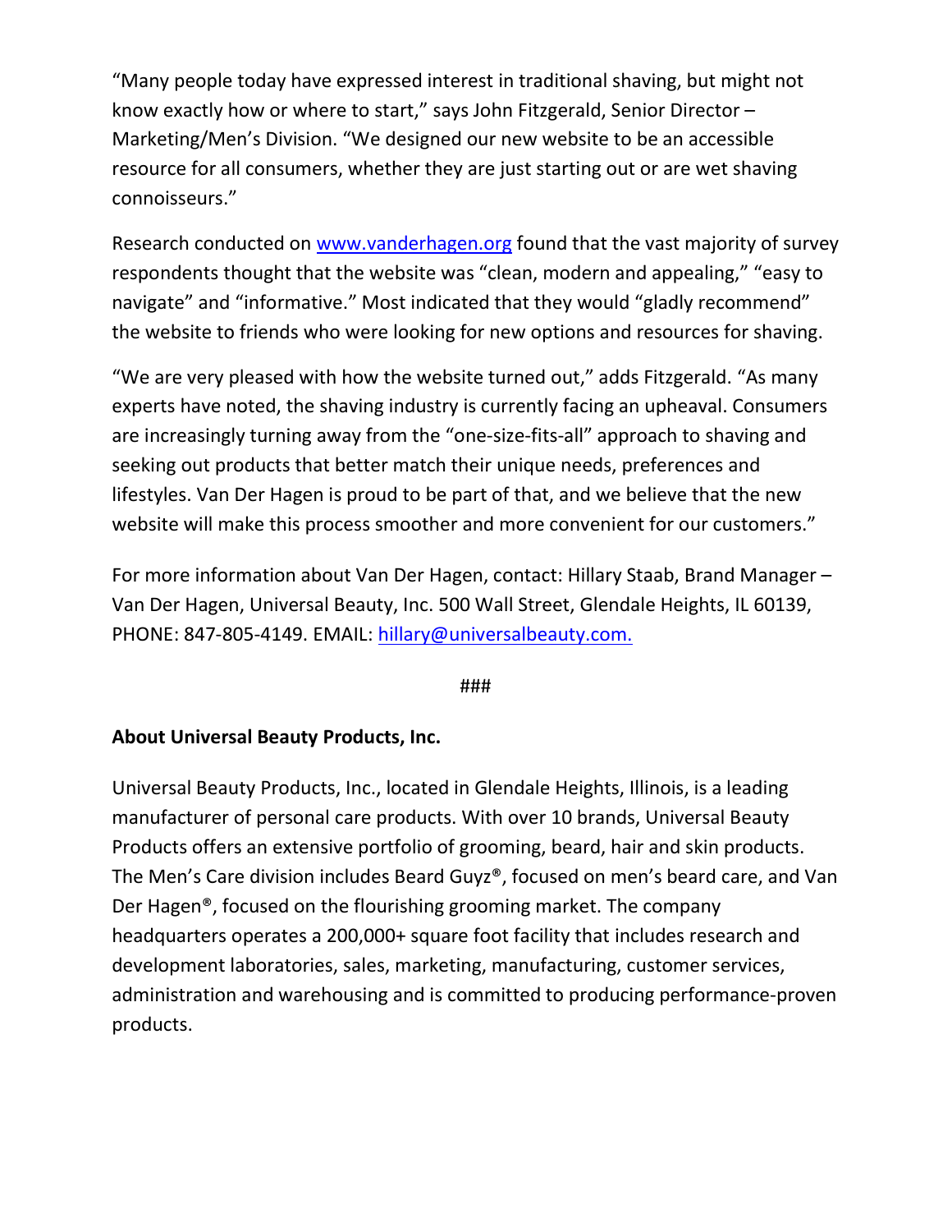"Many people today have expressed interest in traditional shaving, but might not know exactly how or where to start," says John Fitzgerald, Senior Director – Marketing/Men's Division. "We designed our new website to be an accessible resource for all consumers, whether they are just starting out or are wet shaving connoisseurs."

Research conducted on www.vanderhagen.org found that the vast majority of survey respondents thought that the website was "clean, modern and appealing," "easy to navigate" and "informative." Most indicated that they would "gladly recommend" the website to friends who were looking for new options and resources for shaving.

"We are very pleased with how the website turned out," adds Fitzgerald. "As many experts have noted, the shaving industry is currently facing an upheaval. Consumers are increasingly turning away from the "one-size-fits-all" approach to shaving and seeking out products that better match their unique needs, preferences and lifestyles. Van Der Hagen is proud to be part of that, and we believe that the new website will make this process smoother and more convenient for our customers."

For more information about Van Der Hagen, contact: Hillary Staab, Brand Manager – Van Der Hagen, Universal Beauty, Inc. 500 Wall Street, Glendale Heights, IL 60139, PHONE: 847-805-4149. EMAIL: hillary@universalbeauty.com.

###

**About Universal Beauty Products, Inc.**

Universal Beauty Products, Inc., located in Glendale Heights, Illinois, is a leading manufacturer of personal care products. With over 10 brands, Universal Beauty Products offers an extensive portfolio of grooming, beard, hair and skin products. The Men's Care division includes Beard Guyz®, focused on men's beard care, and Van Der Hagen®, focused on the flourishing grooming market. The company headquarters operates a 200,000+ square foot facility that includes research and development laboratories, sales, marketing, manufacturing, customer services, administration and warehousing and is committed to producing performance-proven products.